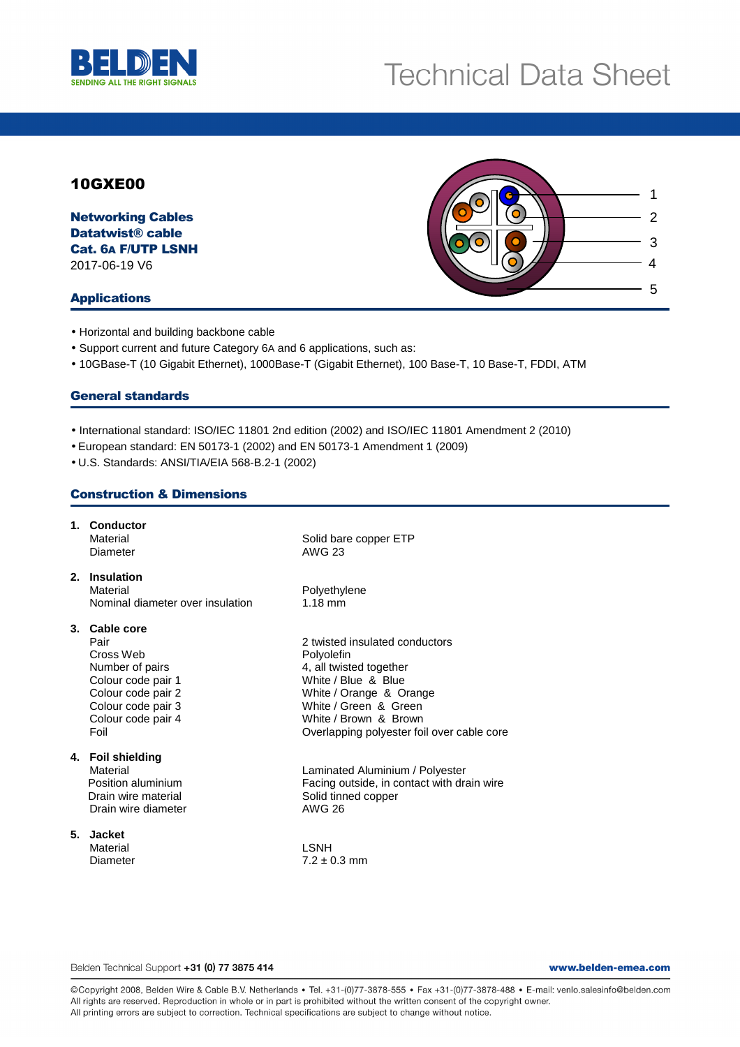# Technical Data Sheet

## 10GXE00

**Networking Cables**
**Datatwist® cable**
**Cat. 6A F/UTP LSNH**
2017-06-19 V6

1
2
3
4
5

## Applications

- Horizontal and building backbone cable
- Support current and future Category 6A and 6 applications, such as:
- 10GBase-T (10 Gigabit Ethernet), 1000Base-T (Gigabit Ethernet), 100 Base-T, 10 Base-T, FDDI, ATM

## General standards

- International standard: ISO/IEC 11801 2nd edition (2002) and ISO/IEC 11801 Amendment 2 (2010)
- European standard: EN 50173-1 (2002) and EN 50173-1 Amendment 1 (2009)
- U.S. Standards: ANSI/TIA/EIA 568-B.2-1 (2002)

## Construction & Dimensions

**1. Conductor**

| | |
|---|---|
| Material | Solid bare copper ETP |
| Diameter | AWG 23 |

**2. Insulation**

| | |
|---|---|
| Material | Polyethylene |
| Nominal diameter over insulation | 1.18 mm |

**3. Cable core**

| | |
|---|---|
| Pair | 2 twisted insulated conductors |
| Cross Web | Polyolefin |
| Number of pairs | 4, all twisted together |
| Colour code pair 1 | White / Blue & Blue |
| Colour code pair 2 | White / Orange & Orange |
| Colour code pair 3 | White / Green & Green |
| Colour code pair 4 | White / Brown & Brown |
| Foil | Overlapping polyester foil over cable core |

**4. Foil shielding**

| | |
|---|---|
| Material | Laminated Aluminium / Polyester |
| Position aluminium | Facing outside, in contact with drain wire |
| Drain wire material | Solid tinned copper |
| Drain wire diameter | AWG 26 |

**5. Jacket**

| | |
|---|---|
| Material | LSNH |
| Diameter | 7.2 ± 0.3 mm |

Belden Technical Support **+31 (0) 77 3875 414** **www.belden-emea.com**

©Copyright 2008, Belden Wire & Cable B.V. Netherlands • Tel. +31-(0)77-3878-555 • Fax +31-(0)77-3878-488 • E-mail: venlo.salesinfo@belden.com
All rights are reserved. Reproduction in whole or in part is prohibited without the written consent of the copyright owner.
All printing errors are subject to correction. Technical specifications are subject to change without notice.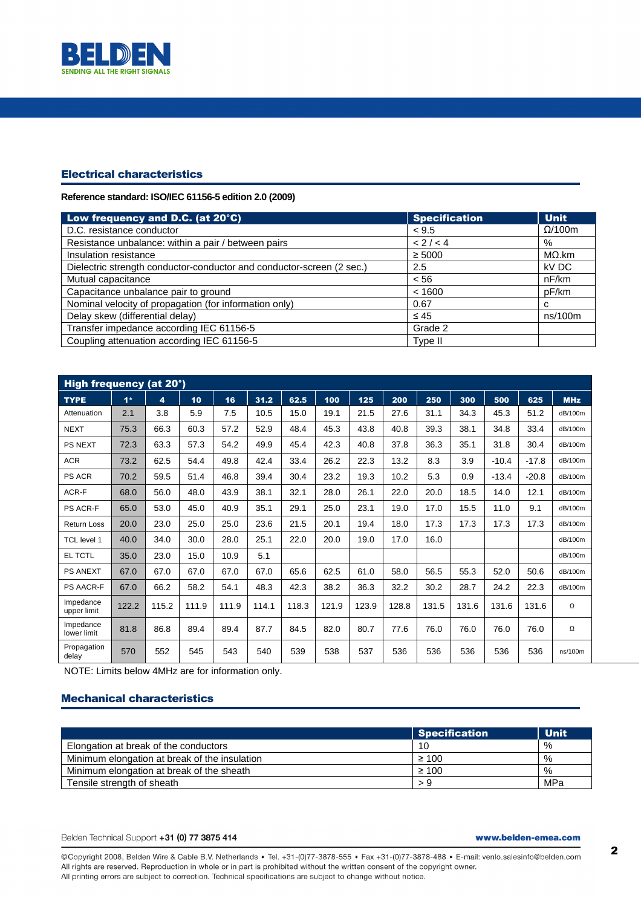## Electrical characteristics

**Reference standard: ISO/IEC 61156-5 edition 2.0 (2009)**

| Low frequency and D.C. (at 20°C) | Specification | Unit |
|---|---|---|
| D.C. resistance conductor | < 9.5 | Ω/100m |
| Resistance unbalance: within a pair / between pairs | < 2 / < 4 | % |
| Insulation resistance | ≥ 5000 | MΩ.km |
| Dielectric strength conductor-conductor and conductor-screen (2 sec.) | 2.5 | kV DC |
| Mutual capacitance | < 56 | nF/km |
| Capacitance unbalance pair to ground | < 1600 | pF/km |
| Nominal velocity of propagation (for information only) | 0.67 | c |
| Delay skew (differential delay) | ≤ 45 | ns/100m |
| Transfer impedance according IEC 61156-5 | Grade 2 | |
| Coupling attenuation according IEC 61156-5 | Type II | |

**High frequency (at 20°)**

| TYPE | 1* | 4 | 10 | 16 | 31.2 | 62.5 | 100 | 125 | 200 | 250 | 300 | 500 | 625 | MHz |
|---|---|---|---|---|---|---|---|---|---|---|---|---|---|---|
| Attenuation | 2.1 | 3.8 | 5.9 | 7.5 | 10.5 | 15.0 | 19.1 | 21.5 | 27.6 | 31.1 | 34.3 | 45.3 | 51.2 | dB/100m |
| NEXT | 75.3 | 66.3 | 60.3 | 57.2 | 52.9 | 48.4 | 45.3 | 43.8 | 40.8 | 39.3 | 38.1 | 34.8 | 33.4 | dB/100m |
| PS NEXT | 72.3 | 63.3 | 57.3 | 54.2 | 49.9 | 45.4 | 42.3 | 40.8 | 37.8 | 36.3 | 35.1 | 31.8 | 30.4 | dB/100m |
| ACR | 73.2 | 62.5 | 54.4 | 49.8 | 42.4 | 33.4 | 26.2 | 22.3 | 13.2 | 8.3 | 3.9 | -10.4 | -17.8 | dB/100m |
| PS ACR | 70.2 | 59.5 | 51.4 | 46.8 | 39.4 | 30.4 | 23.2 | 19.3 | 10.2 | 5.3 | 0.9 | -13.4 | -20.8 | dB/100m |
| ACR-F | 68.0 | 56.0 | 48.0 | 43.9 | 38.1 | 32.1 | 28.0 | 26.1 | 22.0 | 20.0 | 18.5 | 14.0 | 12.1 | dB/100m |
| PS ACR-F | 65.0 | 53.0 | 45.0 | 40.9 | 35.1 | 29.1 | 25.0 | 23.1 | 19.0 | 17.0 | 15.5 | 11.0 | 9.1 | dB/100m |
| Return Loss | 20.0 | 23.0 | 25.0 | 25.0 | 23.6 | 21.5 | 20.1 | 19.4 | 18.0 | 17.3 | 17.3 | 17.3 | 17.3 | dB/100m |
| TCL level 1 | 40.0 | 34.0 | 30.0 | 28.0 | 25.1 | 22.0 | 20.0 | 19.0 | 17.0 | 16.0 | | | | dB/100m |
| EL TCTL | 35.0 | 23.0 | 15.0 | 10.9 | 5.1 | | | | | | | | | dB/100m |
| PS ANEXT | 67.0 | 67.0 | 67.0 | 67.0 | 67.0 | 65.6 | 62.5 | 61.0 | 58.0 | 56.5 | 55.3 | 52.0 | 50.6 | dB/100m |
| PS AACR-F | 67.0 | 66.2 | 58.2 | 54.1 | 48.3 | 42.3 | 38.2 | 36.3 | 32.2 | 30.2 | 28.7 | 24.2 | 22.3 | dB/100m |
| Impedance upper limit | 122.2 | 115.2 | 111.9 | 111.9 | 114.1 | 118.3 | 121.9 | 123.9 | 128.8 | 131.5 | 131.6 | 131.6 | 131.6 | Ω |
| Impedance lower limit | 81.8 | 86.8 | 89.4 | 89.4 | 87.7 | 84.5 | 82.0 | 80.7 | 77.6 | 76.0 | 76.0 | 76.0 | 76.0 | Ω |
| Propagation delay | 570 | 552 | 545 | 543 | 540 | 539 | 538 | 537 | 536 | 536 | 536 | 536 | 536 | ns/100m |

NOTE: Limits below 4MHz are for information only.

## Mechanical characteristics

| | Specification | Unit |
|---|---|---|
| Elongation at break of the conductors | 10 | % |
| Minimum elongation at break of the insulation | ≥ 100 | % |
| Minimum elongation at break of the sheath | ≥ 100 | % |
| Tensile strength of sheath | > 9 | MPa |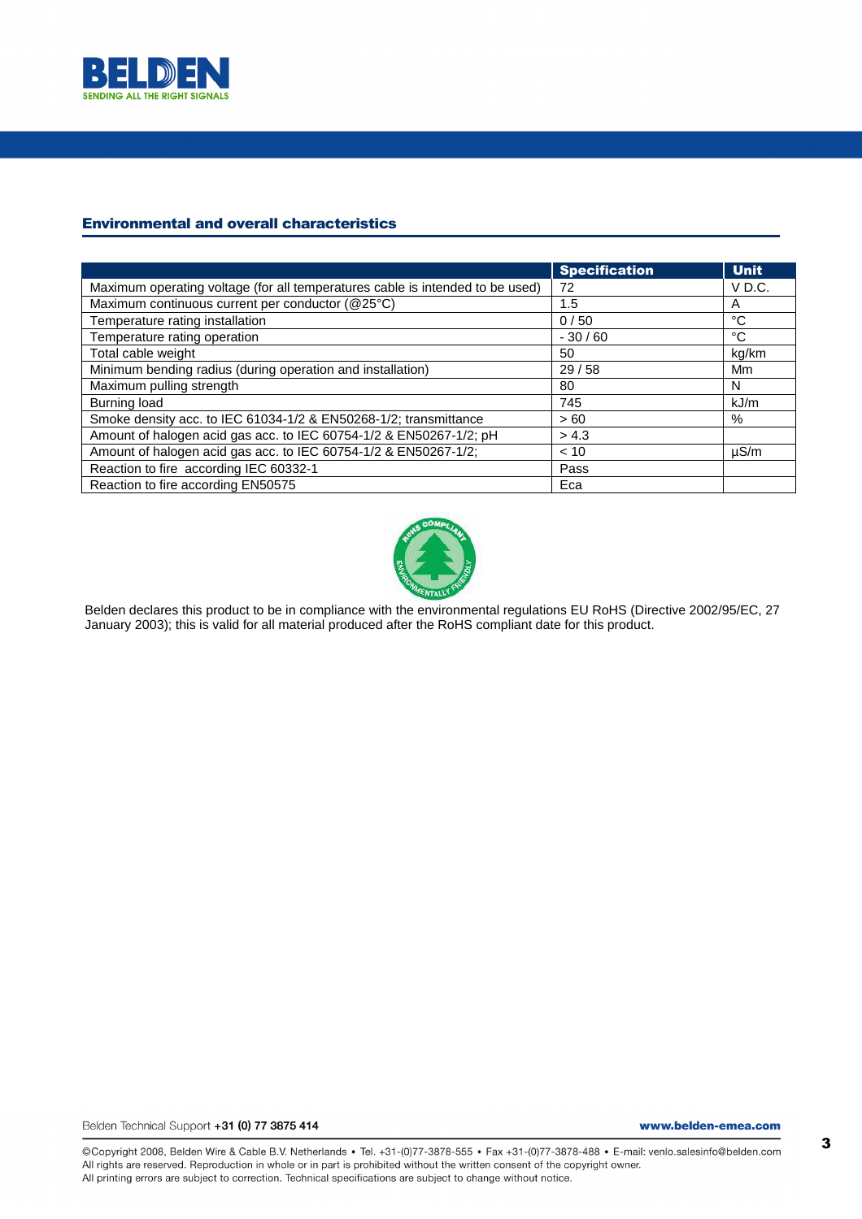## Environmental and overall characteristics

| | Specification | Unit |
|---|---|---|
| Maximum operating voltage (for all temperatures cable is intended to be used) | 72 | V D.C. |
| Maximum continuous current per conductor (@25°C) | 1.5 | A |
| Temperature rating installation | 0 / 50 | °C |
| Temperature rating operation | - 30 / 60 | °C |
| Total cable weight | 50 | kg/km |
| Minimum bending radius (during operation and installation) | 29 / 58 | Mm |
| Maximum pulling strength | 80 | N |
| Burning load | 745 | kJ/m |
| Smoke density acc. to IEC 61034-1/2 & EN50268-1/2; transmittance | > 60 | % |
| Amount of halogen acid gas acc. to IEC 60754-1/2 & EN50267-1/2; pH | > 4.3 | |
| Amount of halogen acid gas acc. to IEC 60754-1/2 & EN50267-1/2; | < 10 | µS/m |
| Reaction to fire according IEC 60332-1 | Pass | |
| Reaction to fire according EN50575 | Eca | |

Belden declares this product to be in compliance with the environmental regulations EU RoHS (Directive 2002/95/EC, 27 January 2003); this is valid for all material produced after the RoHS compliant date for this product.

Belden Technical Support **+31 (0) 77 3875 414**

**www.belden-emea.com**

©Copyright 2008, Belden Wire & Cable B.V. Netherlands • Tel. +31-(0)77-3878-555 • Fax +31-(0)77-3878-488 • E-mail: venlo.salesinfo@belden.com
All rights are reserved. Reproduction in whole or in part is prohibited without the written consent of the copyright owner.
All printing errors are subject to correction. Technical specifications are subject to change without notice.